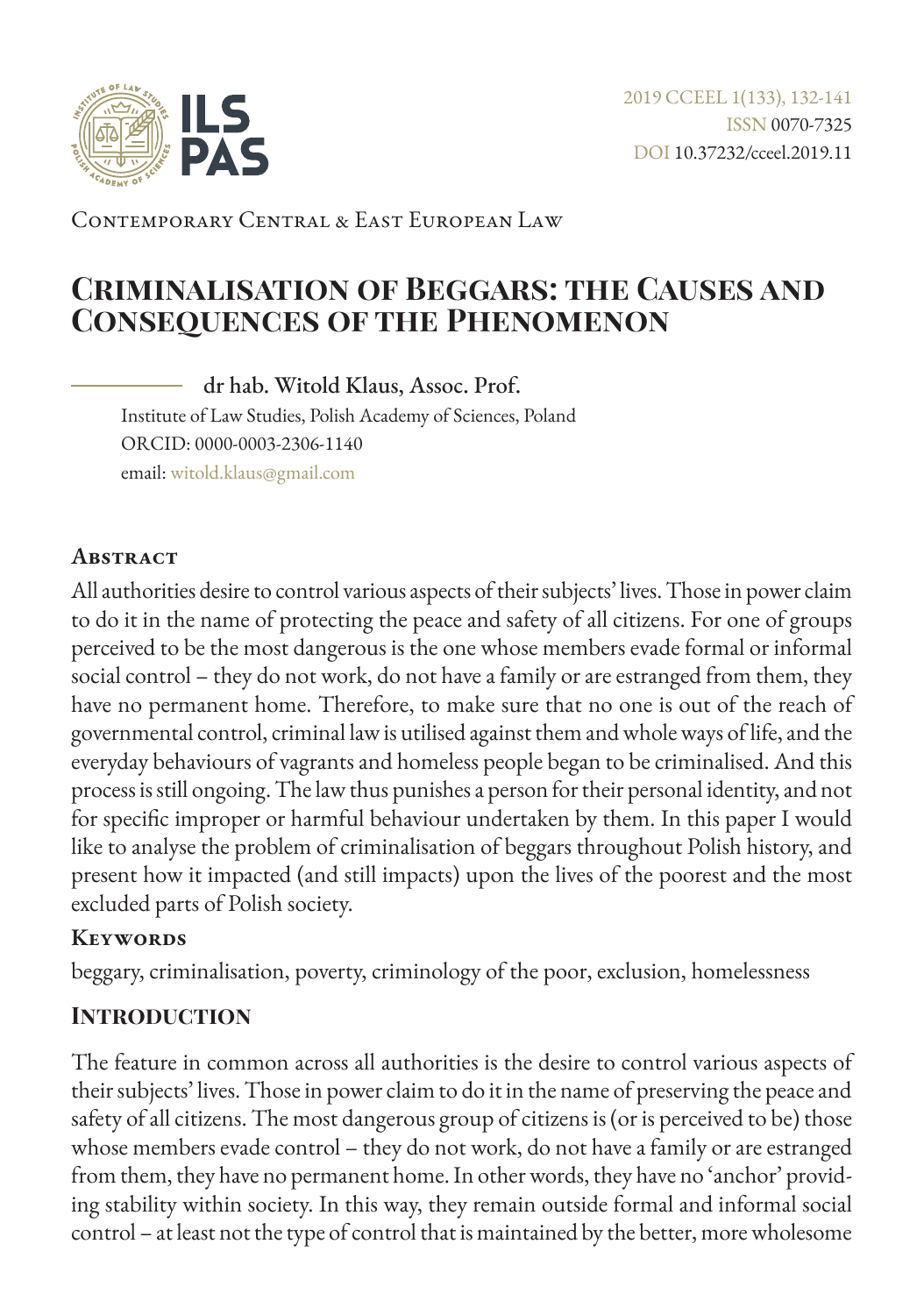Contemporary Central & East European Law

# Criminalisation of Beggars: the Causes and Consequences of the Phenomenon

**dr hab. Witold Klaus, Assoc. Prof.**

Institute of Law Studies, Polish Academy of Sciences, Poland
ORCID: 0000-0003-2306-1140
email: witold.klaus@gmail.com

## Abstract

All authorities desire to control various aspects of their subjects' lives. Those in power claim to do it in the name of protecting the peace and safety of all citizens. For one of groups perceived to be the most dangerous is the one whose members evade formal or informal social control – they do not work, do not have a family or are estranged from them, they have no permanent home. Therefore, to make sure that no one is out of the reach of governmental control, criminal law is utilised against them and whole ways of life, and the everyday behaviours of vagrants and homeless people began to be criminalised. And this process is still ongoing. The law thus punishes a person for their personal identity, and not for specific improper or harmful behaviour undertaken by them. In this paper I would like to analyse the problem of criminalisation of beggars throughout Polish history, and present how it impacted (and still impacts) upon the lives of the poorest and the most excluded parts of Polish society.

## Keywords

beggary, criminalisation, poverty, criminology of the poor, exclusion, homelessness

## Introduction

The feature in common across all authorities is the desire to control various aspects of their subjects' lives. Those in power claim to do it in the name of preserving the peace and safety of all citizens. The most dangerous group of citizens is (or is perceived to be) those whose members evade control – they do not work, do not have a family or are estranged from them, they have no permanent home. In other words, they have no 'anchor' providing stability within society. In this way, they remain outside formal and informal social control – at least not the type of control that is maintained by the better, more wholesome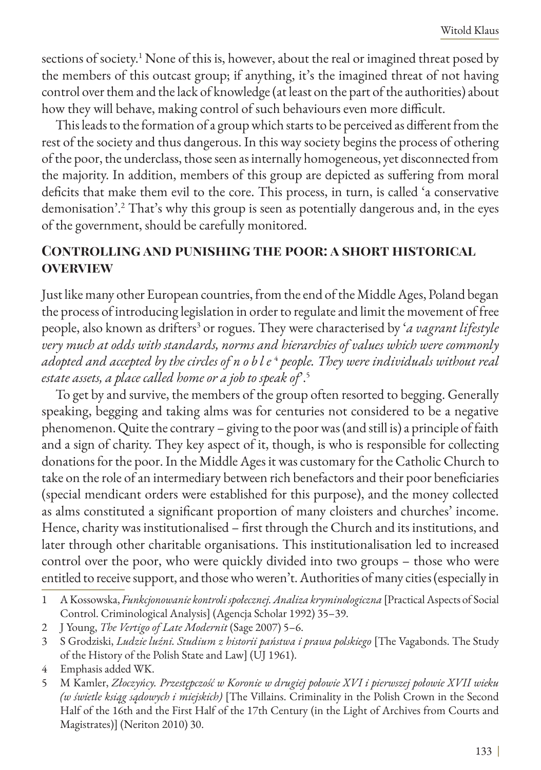sections of society.[1] None of this is, however, about the real or imagined threat posed by the members of this outcast group; if anything, it's the imagined threat of not having control over them and the lack of knowledge (at least on the part of the authorities) about how they will behave, making control of such behaviours even more difficult.

This leads to the formation of a group which starts to be perceived as different from the rest of the society and thus dangerous. In this way society begins the process of othering of the poor, the underclass, those seen as internally homogeneous, yet disconnected from the majority. In addition, members of this group are depicted as suffering from moral deficits that make them evil to the core. This process, in turn, is called 'a conservative demonisation'.[2] That's why this group is seen as potentially dangerous and, in the eyes of the government, should be carefully monitored.

## Controlling and punishing the poor: a short historical overview

Just like many other European countries, from the end of the Middle Ages, Poland began the process of introducing legislation in order to regulate and limit the movement of free people, also known as drifters[3] or rogues. They were characterised by '*a vagrant lifestyle very much at odds with standards, norms and hierarchies of values which were commonly adopted and accepted by the circles of n o b l e*[4] *people. They were individuals without real estate assets, a place called home or a job to speak of*'.[5]

To get by and survive, the members of the group often resorted to begging. Generally speaking, begging and taking alms was for centuries not considered to be a negative phenomenon. Quite the contrary – giving to the poor was (and still is) a principle of faith and a sign of charity. They key aspect of it, though, is who is responsible for collecting donations for the poor. In the Middle Ages it was customary for the Catholic Church to take on the role of an intermediary between rich benefactors and their poor beneficiaries (special mendicant orders were established for this purpose), and the money collected as alms constituted a significant proportion of many cloisters and churches' income. Hence, charity was institutionalised – first through the Church and its institutions, and later through other charitable organisations. This institutionalisation led to increased control over the poor, who were quickly divided into two groups – those who were entitled to receive support, and those who weren't. Authorities of many cities (especially in

---

1 A Kossowska, *Funkcjonowanie kontroli społecznej. Analiza kryminologiczna* [Practical Aspects of Social Control. Criminological Analysis] (Agencja Scholar 1992) 35–39.

2 J Young, *The Vertigo of Late Modernit* (Sage 2007) 5–6.

3 S Grodziski, *Ludzie luźni. Studium z historii państwa i prawa polskiego* [The Vagabonds. The Study of the History of the Polish State and Law] (UJ 1961).

4 Emphasis added WK.

5 M Kamler, *Złoczyńcy. Przestępczość w Koronie w drugiej połowie XVI i pierwszej połowie XVII wieku (w świetle ksiąg sądowych i miejskich)* [The Villains. Criminality in the Polish Crown in the Second Half of the 16th and the First Half of the 17th Century (in the Light of Archives from Courts and Magistrates)] (Neriton 2010) 30.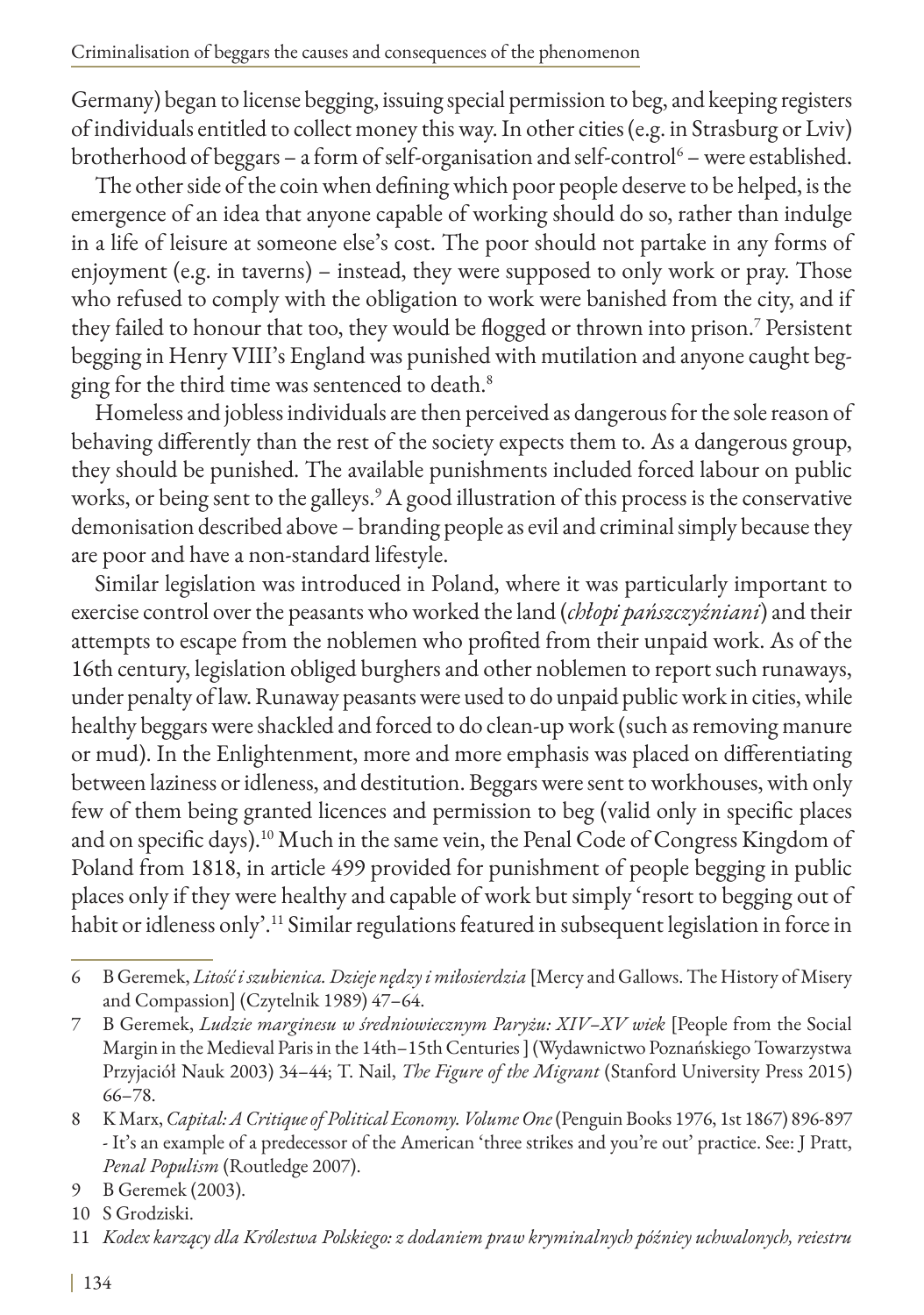Germany) began to license begging, issuing special permission to beg, and keeping registers of individuals entitled to collect money this way. In other cities (e.g. in Strasburg or Lviv) brotherhood of beggars – a form of self-organisation and self-control[6] – were established.

The other side of the coin when defining which poor people deserve to be helped, is the emergence of an idea that anyone capable of working should do so, rather than indulge in a life of leisure at someone else's cost. The poor should not partake in any forms of enjoyment (e.g. in taverns) – instead, they were supposed to only work or pray. Those who refused to comply with the obligation to work were banished from the city, and if they failed to honour that too, they would be flogged or thrown into prison.[7] Persistent begging in Henry VIII's England was punished with mutilation and anyone caught begging for the third time was sentenced to death.[8]

Homeless and jobless individuals are then perceived as dangerous for the sole reason of behaving differently than the rest of the society expects them to. As a dangerous group, they should be punished. The available punishments included forced labour on public works, or being sent to the galleys.[9] A good illustration of this process is the conservative demonisation described above – branding people as evil and criminal simply because they are poor and have a non-standard lifestyle.

Similar legislation was introduced in Poland, where it was particularly important to exercise control over the peasants who worked the land (*chłopi pańszczyźniani*) and their attempts to escape from the noblemen who profited from their unpaid work. As of the 16th century, legislation obliged burghers and other noblemen to report such runaways, under penalty of law. Runaway peasants were used to do unpaid public work in cities, while healthy beggars were shackled and forced to do clean-up work (such as removing manure or mud). In the Enlightenment, more and more emphasis was placed on differentiating between laziness or idleness, and destitution. Beggars were sent to workhouses, with only few of them being granted licences and permission to beg (valid only in specific places and on specific days).[10] Much in the same vein, the Penal Code of Congress Kingdom of Poland from 1818, in article 499 provided for punishment of people begging in public places only if they were healthy and capable of work but simply 'resort to begging out of habit or idleness only'.[11] Similar regulations featured in subsequent legislation in force in

---

6 B Geremek, *Litość i szubienica. Dzieje nędzy i miłosierdzia* [Mercy and Gallows. The History of Misery and Compassion] (Czytelnik 1989) 47–64.

7 B Geremek, *Ludzie marginesu w średniowiecznym Paryżu: XIV–XV wiek* [People from the Social Margin in the Medieval Paris in the 14th–15th Centuries ] (Wydawnictwo Poznańskiego Towarzystwa Przyjaciół Nauk 2003) 34–44; T. Nail, *The Figure of the Migrant* (Stanford University Press 2015) 66–78.

8 K Marx, *Capital: A Critique of Political Economy. Volume One* (Penguin Books 1976, 1st 1867) 896-897 - It's an example of a predecessor of the American 'three strikes and you're out' practice. See: J Pratt, *Penal Populism* (Routledge 2007).

9 B Geremek (2003).

10 S Grodziski.

11 *Kodex karzący dla Królestwa Polskiego: z dodaniem praw kryminalnych późniey uchwalonych, reiestru*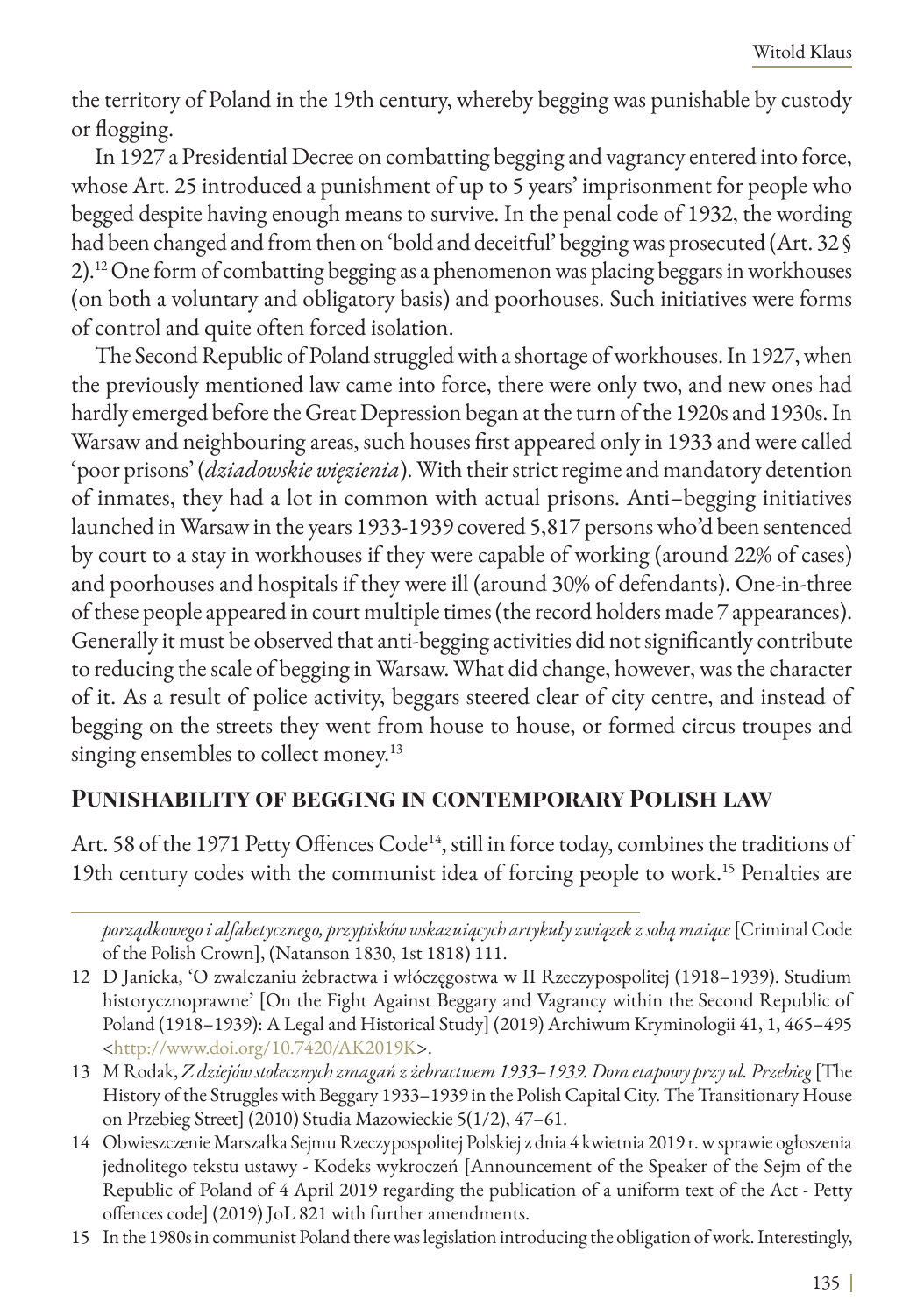the territory of Poland in the 19th century, whereby begging was punishable by custody or flogging.

In 1927 a Presidential Decree on combatting begging and vagrancy entered into force, whose Art. 25 introduced a punishment of up to 5 years' imprisonment for people who begged despite having enough means to survive. In the penal code of 1932, the wording had been changed and from then on 'bold and deceitful' begging was prosecuted (Art. 32 § 2).[12] One form of combatting begging as a phenomenon was placing beggars in workhouses (on both a voluntary and obligatory basis) and poorhouses. Such initiatives were forms of control and quite often forced isolation.

The Second Republic of Poland struggled with a shortage of workhouses. In 1927, when the previously mentioned law came into force, there were only two, and new ones had hardly emerged before the Great Depression began at the turn of the 1920s and 1930s. In Warsaw and neighbouring areas, such houses first appeared only in 1933 and were called 'poor prisons' (*dziadowskie więzienia*). With their strict regime and mandatory detention of inmates, they had a lot in common with actual prisons. Anti–begging initiatives launched in Warsaw in the years 1933-1939 covered 5,817 persons who'd been sentenced by court to a stay in workhouses if they were capable of working (around 22% of cases) and poorhouses and hospitals if they were ill (around 30% of defendants). One-in-three of these people appeared in court multiple times (the record holders made 7 appearances). Generally it must be observed that anti-begging activities did not significantly contribute to reducing the scale of begging in Warsaw. What did change, however, was the character of it. As a result of police activity, beggars steered clear of city centre, and instead of begging on the streets they went from house to house, or formed circus troupes and singing ensembles to collect money.[13]

## Punishability of begging in contemporary Polish law

Art. 58 of the 1971 Petty Offences Code[14], still in force today, combines the traditions of 19th century codes with the communist idea of forcing people to work.[15] Penalties are

---

*porządkowego i alfabetycznego, przypisków wskazujących artykuły związek z sobą maiące* [Criminal Code of the Polish Crown], (Natanson 1830, 1st 1818) 111.

12 D Janicka, 'O zwalczaniu żebractwa i włóczęgostwa w II Rzeczypospolitej (1918–1939). Studium historycznoprawne' [On the Fight Against Beggary and Vagrancy within the Second Republic of Poland (1918–1939): A Legal and Historical Study] (2019) Archiwum Kryminologii 41, 1, 465–495 <http://www.doi.org/10.7420/AK2019K>.

13 M Rodak, *Z dziejów stołecznych zmagań z żebractwem 1933–1939. Dom etapowy przy ul. Przebieg* [The History of the Struggles with Beggary 1933–1939 in the Polish Capital City. The Transitionary House on Przebieg Street] (2010) Studia Mazowieckie 5(1/2), 47–61.

14 Obwieszczenie Marszałka Sejmu Rzeczypospolitej Polskiej z dnia 4 kwietnia 2019 r. w sprawie ogłoszenia jednolitego tekstu ustawy - Kodeks wykroczeń [Announcement of the Speaker of the Sejm of the Republic of Poland of 4 April 2019 regarding the publication of a uniform text of the Act - Petty offences code] (2019) JoL 821 with further amendments.

15 In the 1980s in communist Poland there was legislation introducing the obligation of work. Interestingly,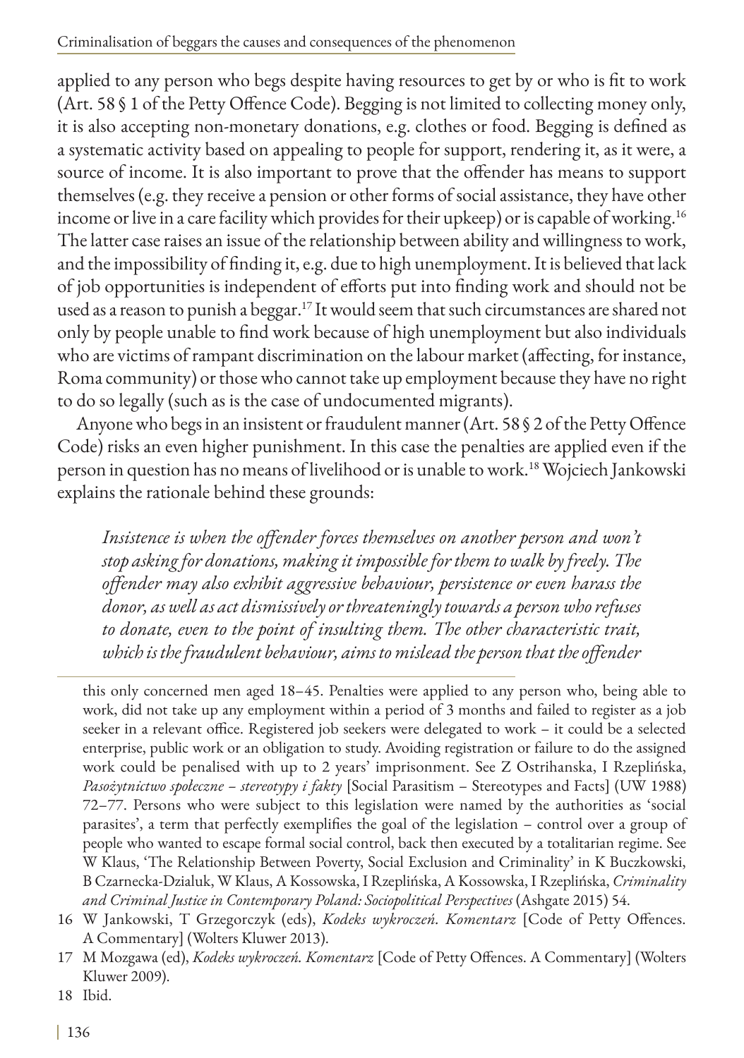applied to any person who begs despite having resources to get by or who is fit to work (Art. 58 § 1 of the Petty Offence Code). Begging is not limited to collecting money only, it is also accepting non-monetary donations, e.g. clothes or food. Begging is defined as a systematic activity based on appealing to people for support, rendering it, as it were, a source of income. It is also important to prove that the offender has means to support themselves (e.g. they receive a pension or other forms of social assistance, they have other income or live in a care facility which provides for their upkeep) or is capable of working.[16] The latter case raises an issue of the relationship between ability and willingness to work, and the impossibility of finding it, e.g. due to high unemployment. It is believed that lack of job opportunities is independent of efforts put into finding work and should not be used as a reason to punish a beggar.[17] It would seem that such circumstances are shared not only by people unable to find work because of high unemployment but also individuals who are victims of rampant discrimination on the labour market (affecting, for instance, Roma community) or those who cannot take up employment because they have no right to do so legally (such as is the case of undocumented migrants).

Anyone who begs in an insistent or fraudulent manner (Art. 58 § 2 of the Petty Offence Code) risks an even higher punishment. In this case the penalties are applied even if the person in question has no means of livelihood or is unable to work.[18] Wojciech Jankowski explains the rationale behind these grounds:

> *Insistence is when the offender forces themselves on another person and won't stop asking for donations, making it impossible for them to walk by freely. The offender may also exhibit aggressive behaviour, persistence or even harass the donor, as well as act dismissively or threateningly towards a person who refuses to donate, even to the point of insulting them. The other characteristic trait, which is the fraudulent behaviour, aims to mislead the person that the offender*

---

this only concerned men aged 18–45. Penalties were applied to any person who, being able to work, did not take up any employment within a period of 3 months and failed to register as a job seeker in a relevant office. Registered job seekers were delegated to work – it could be a selected enterprise, public work or an obligation to study. Avoiding registration or failure to do the assigned work could be penalised with up to 2 years' imprisonment. See Z Ostrihanska, I Rzeplińska, *Pasożytnictwo społeczne – stereotypy i fakty* [Social Parasitism – Stereotypes and Facts] (UW 1988) 72–77. Persons who were subject to this legislation were named by the authorities as 'social parasites', a term that perfectly exemplifies the goal of the legislation – control over a group of people who wanted to escape formal social control, back then executed by a totalitarian regime. See W Klaus, 'The Relationship Between Poverty, Social Exclusion and Criminality' in K Buczkowski, B Czarnecka-Dzialuk, W Klaus, A Kossowska, I Rzeplińska, A Kossowska, I Rzeplińska, *Criminality and Criminal Justice in Contemporary Poland: Sociopolitical Perspectives* (Ashgate 2015) 54.

16 W Jankowski, T Grzegorczyk (eds), *Kodeks wykroczeń. Komentarz* [Code of Petty Offences. A Commentary] (Wolters Kluwer 2013).

17 M Mozgawa (ed), *Kodeks wykroczeń. Komentarz* [Code of Petty Offences. A Commentary] (Wolters Kluwer 2009).

18 Ibid.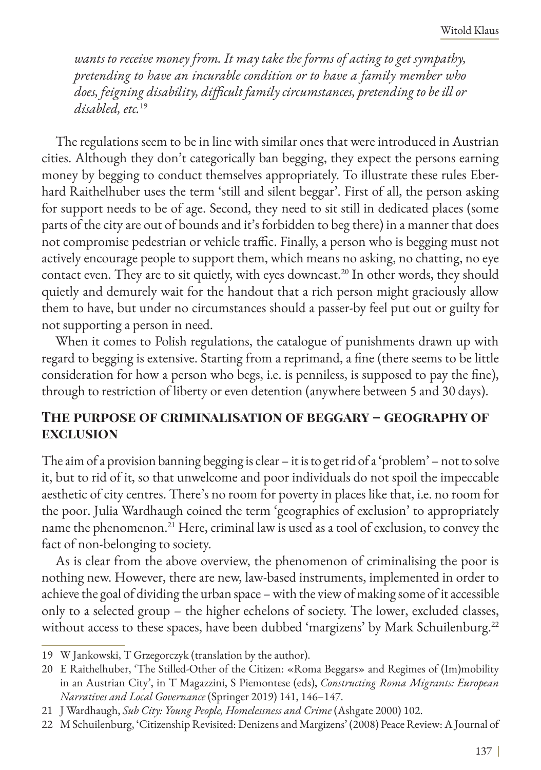*wants to receive money from. It may take the forms of acting to get sympathy, pretending to have an incurable condition or to have a family member who does, feigning disability, difficult family circumstances, pretending to be ill or disabled, etc.*[19]

The regulations seem to be in line with similar ones that were introduced in Austrian cities. Although they don't categorically ban begging, they expect the persons earning money by begging to conduct themselves appropriately. To illustrate these rules Eberhard Raithelhuber uses the term 'still and silent beggar'. First of all, the person asking for support needs to be of age. Second, they need to sit still in dedicated places (some parts of the city are out of bounds and it's forbidden to beg there) in a manner that does not compromise pedestrian or vehicle traffic. Finally, a person who is begging must not actively encourage people to support them, which means no asking, no chatting, no eye contact even. They are to sit quietly, with eyes downcast.[20] In other words, they should quietly and demurely wait for the handout that a rich person might graciously allow them to have, but under no circumstances should a passer-by feel put out or guilty for not supporting a person in need.

When it comes to Polish regulations, the catalogue of punishments drawn up with regard to begging is extensive. Starting from a reprimand, a fine (there seems to be little consideration for how a person who begs, i.e. is penniless, is supposed to pay the fine), through to restriction of liberty or even detention (anywhere between 5 and 30 days).

## The purpose of criminalisation of beggary – geography of exclusion

The aim of a provision banning begging is clear – it is to get rid of a 'problem' – not to solve it, but to rid of it, so that unwelcome and poor individuals do not spoil the impeccable aesthetic of city centres. There's no room for poverty in places like that, i.e. no room for the poor. Julia Wardhaugh coined the term 'geographies of exclusion' to appropriately name the phenomenon.[21] Here, criminal law is used as a tool of exclusion, to convey the fact of non-belonging to society.

As is clear from the above overview, the phenomenon of criminalising the poor is nothing new. However, there are new, law-based instruments, implemented in order to achieve the goal of dividing the urban space – with the view of making some of it accessible only to a selected group – the higher echelons of society. The lower, excluded classes, without access to these spaces, have been dubbed 'margizens' by Mark Schuilenburg.[22]

---

19 W Jankowski, T Grzegorczyk (translation by the author).

20 E Raithelhuber, 'The Stilled-Other of the Citizen: «Roma Beggars» and Regimes of (Im)mobility in an Austrian City', in T Magazzini, S Piemontese (eds), *Constructing Roma Migrants: European Narratives and Local Governance* (Springer 2019) 141, 146–147.

21 J Wardhaugh, *Sub City: Young People, Homelessness and Crime* (Ashgate 2000) 102.

22 M Schuilenburg, 'Citizenship Revisited: Denizens and Margizens' (2008) Peace Review: A Journal of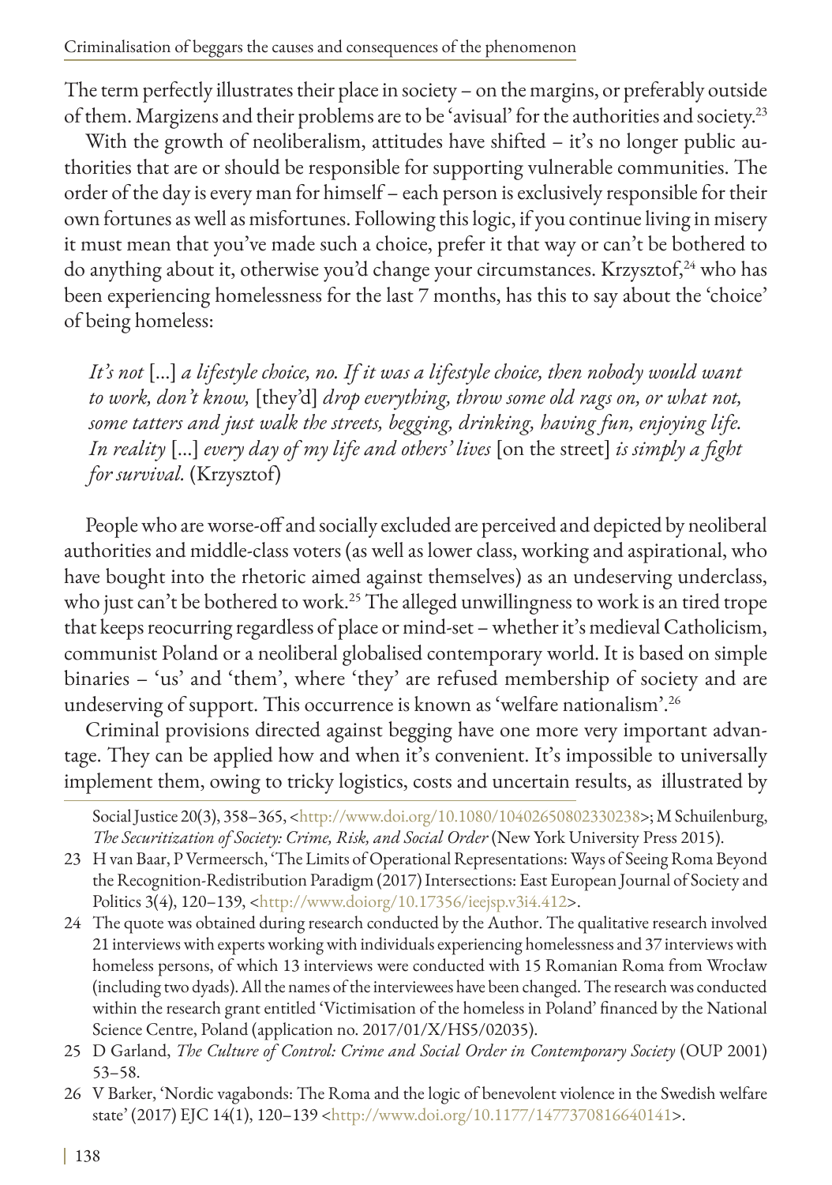The term perfectly illustrates their place in society – on the margins, or preferably outside of them. Margizens and their problems are to be 'avisual' for the authorities and society.[23]

With the growth of neoliberalism, attitudes have shifted – it's no longer public authorities that are or should be responsible for supporting vulnerable communities. The order of the day is every man for himself – each person is exclusively responsible for their own fortunes as well as misfortunes. Following this logic, if you continue living in misery it must mean that you've made such a choice, prefer it that way or can't be bothered to do anything about it, otherwise you'd change your circumstances. Krzysztof,[24] who has been experiencing homelessness for the last 7 months, has this to say about the 'choice' of being homeless:

> *It's not* [...] *a lifestyle choice, no. If it was a lifestyle choice, then nobody would want to work, don't know,* [they'd] *drop everything, throw some old rags on, or what not, some tatters and just walk the streets, begging, drinking, having fun, enjoying life. In reality* [...] *every day of my life and others' lives* [on the street] *is simply a fight for survival.* (Krzysztof)

People who are worse-off and socially excluded are perceived and depicted by neoliberal authorities and middle-class voters (as well as lower class, working and aspirational, who have bought into the rhetoric aimed against themselves) as an undeserving underclass, who just can't be bothered to work.[25] The alleged unwillingness to work is an tired trope that keeps reocurring regardless of place or mind-set – whether it's medieval Catholicism, communist Poland or a neoliberal globalised contemporary world. It is based on simple binaries – 'us' and 'them', where 'they' are refused membership of society and are undeserving of support. This occurrence is known as 'welfare nationalism'.[26]

Criminal provisions directed against begging have one more very important advantage. They can be applied how and when it's convenient. It's impossible to universally implement them, owing to tricky logistics, costs and uncertain results, as illustrated by

---

Social Justice 20(3), 358–365, <http://www.doi.org/10.1080/10402650802330238>; M Schuilenburg, *The Securitization of Society: Crime, Risk, and Social Order* (New York University Press 2015).

23 H van Baar, P Vermeersch, 'The Limits of Operational Representations: Ways of Seeing Roma Beyond the Recognition-Redistribution Paradigm (2017) Intersections: East European Journal of Society and Politics 3(4), 120–139, <http://www.doiorg/10.17356/ieejsp.v3i4.412>.

24 The quote was obtained during research conducted by the Author. The qualitative research involved 21 interviews with experts working with individuals experiencing homelessness and 37 interviews with homeless persons, of which 13 interviews were conducted with 15 Romanian Roma from Wrocław (including two dyads). All the names of the interviewees have been changed. The research was conducted within the research grant entitled 'Victimisation of the homeless in Poland' financed by the National Science Centre, Poland (application no. 2017/01/X/HS5/02035).

25 D Garland, *The Culture of Control: Crime and Social Order in Contemporary Society* (OUP 2001) 53–58.

26 V Barker, 'Nordic vagabonds: The Roma and the logic of benevolent violence in the Swedish welfare state' (2017) EJC 14(1), 120–139 <http://www.doi.org/10.1177/1477370816640141>.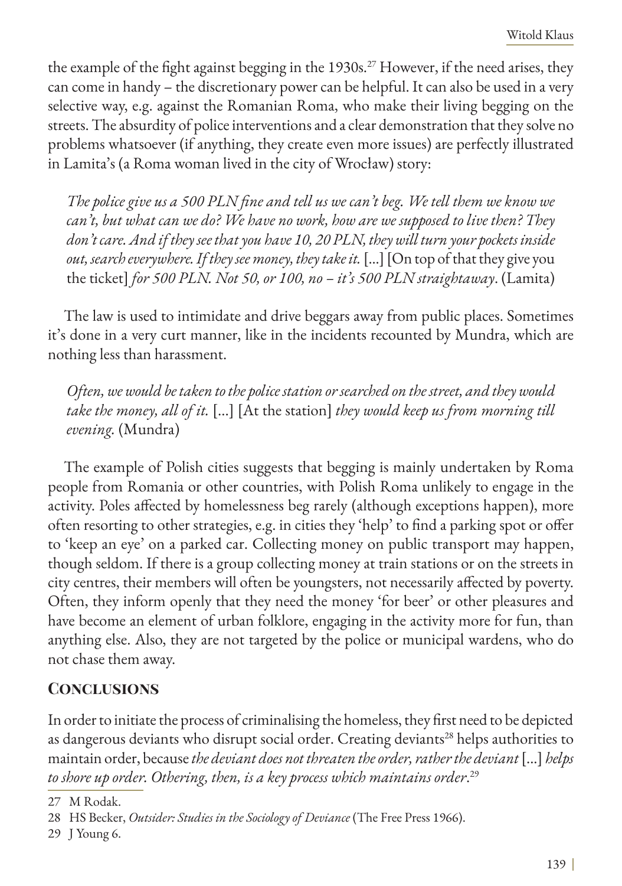the example of the fight against begging in the 1930s.[27] However, if the need arises, they can come in handy – the discretionary power can be helpful. It can also be used in a very selective way, e.g. against the Romanian Roma, who make their living begging on the streets. The absurdity of police interventions and a clear demonstration that they solve no problems whatsoever (if anything, they create even more issues) are perfectly illustrated in Lamita's (a Roma woman lived in the city of Wrocław) story:

> *The police give us a 500 PLN fine and tell us we can't beg. We tell them we know we can't, but what can we do? We have no work, how are we supposed to live then? They don't care. And if they see that you have 10, 20 PLN, they will turn your pockets inside out, search everywhere. If they see money, they take it.* [...] [On top of that they give you the ticket] *for 500 PLN. Not 50, or 100, no – it's 500 PLN straightaway*. (Lamita)

The law is used to intimidate and drive beggars away from public places. Sometimes it's done in a very curt manner, like in the incidents recounted by Mundra, which are nothing less than harassment.

> *Often, we would be taken to the police station or searched on the street, and they would take the money, all of it.* [...] [At the station] *they would keep us from morning till evening.* (Mundra)

The example of Polish cities suggests that begging is mainly undertaken by Roma people from Romania or other countries, with Polish Roma unlikely to engage in the activity. Poles affected by homelessness beg rarely (although exceptions happen), more often resorting to other strategies, e.g. in cities they 'help' to find a parking spot or offer to 'keep an eye' on a parked car. Collecting money on public transport may happen, though seldom. If there is a group collecting money at train stations or on the streets in city centres, their members will often be youngsters, not necessarily affected by poverty. Often, they inform openly that they need the money 'for beer' or other pleasures and have become an element of urban folklore, engaging in the activity more for fun, than anything else. Also, they are not targeted by the police or municipal wardens, who do not chase them away.

## Conclusions

In order to initiate the process of criminalising the homeless, they first need to be depicted as dangerous deviants who disrupt social order. Creating deviants[28] helps authorities to maintain order, because *the deviant does not threaten the order, rather the deviant* [...] *helps to shore up order. Othering, then, is a key process which maintains order*.[29]

---

27 M Rodak.

28 HS Becker, *Outsider: Studies in the Sociology of Deviance* (The Free Press 1966).

29 J Young 6.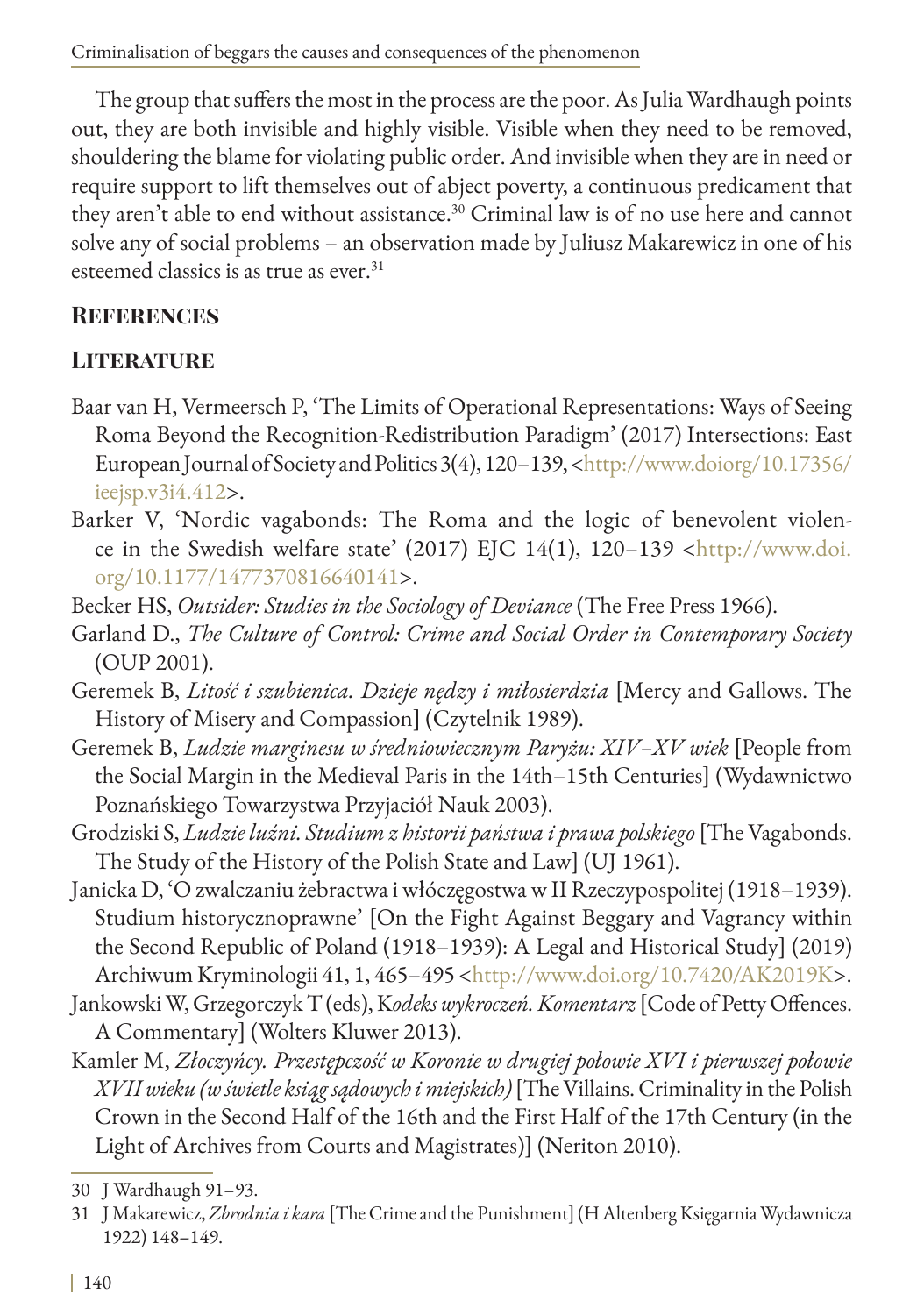The group that suffers the most in the process are the poor. As Julia Wardhaugh points out, they are both invisible and highly visible. Visible when they need to be removed, shouldering the blame for violating public order. And invisible when they are in need or require support to lift themselves out of abject poverty, a continuous predicament that they aren't able to end without assistance.[30] Criminal law is of no use here and cannot solve any of social problems – an observation made by Juliusz Makarewicz in one of his esteemed classics is as true as ever.[31]

## References

## Literature

Baar van H, Vermeersch P, 'The Limits of Operational Representations: Ways of Seeing Roma Beyond the Recognition-Redistribution Paradigm' (2017) Intersections: East European Journal of Society and Politics 3(4), 120–139, <http://www.doiorg/10.17356/ieejsp.v3i4.412>.

Barker V, 'Nordic vagabonds: The Roma and the logic of benevolent violence in the Swedish welfare state' (2017) EJC 14(1), 120–139 <http://www.doi.org/10.1177/1477370816640141>.

Becker HS, *Outsider: Studies in the Sociology of Deviance* (The Free Press 1966).

Garland D., *The Culture of Control: Crime and Social Order in Contemporary Society* (OUP 2001).

Geremek B, *Litość i szubienica. Dzieje nędzy i miłosierdzia* [Mercy and Gallows. The History of Misery and Compassion] (Czytelnik 1989).

Geremek B, *Ludzie marginesu w średniowiecznym Paryżu: XIV–XV wiek* [People from the Social Margin in the Medieval Paris in the 14th–15th Centuries] (Wydawnictwo Poznańskiego Towarzystwa Przyjaciół Nauk 2003).

Grodziski S, *Ludzie luźni. Studium z historii państwa i prawa polskiego* [The Vagabonds. The Study of the History of the Polish State and Law] (UJ 1961).

Janicka D, 'O zwalczaniu żebractwa i włóczęgostwa w II Rzeczypospolitej (1918–1939). Studium historycznoprawne' [On the Fight Against Beggary and Vagrancy within the Second Republic of Poland (1918–1939): A Legal and Historical Study] (2019) Archiwum Kryminologii 41, 1, 465–495 <http://www.doi.org/10.7420/AK2019K>.

Jankowski W, Grzegorczyk T (eds), K*odeks wykroczeń. Komentarz* [Code of Petty Offences. A Commentary] (Wolters Kluwer 2013).

Kamler M, *Złoczyńcy. Przestępczość w Koronie w drugiej połowie XVI i pierwszej połowie XVII wieku (w świetle ksiąg sądowych i miejskich)* [The Villains. Criminality in the Polish Crown in the Second Half of the 16th and the First Half of the 17th Century (in the Light of Archives from Courts and Magistrates)] (Neriton 2010).

---

30 J Wardhaugh 91–93.

31 J Makarewicz, *Zbrodnia i kara* [The Crime and the Punishment] (H Altenberg Księgarnia Wydawnicza 1922) 148–149.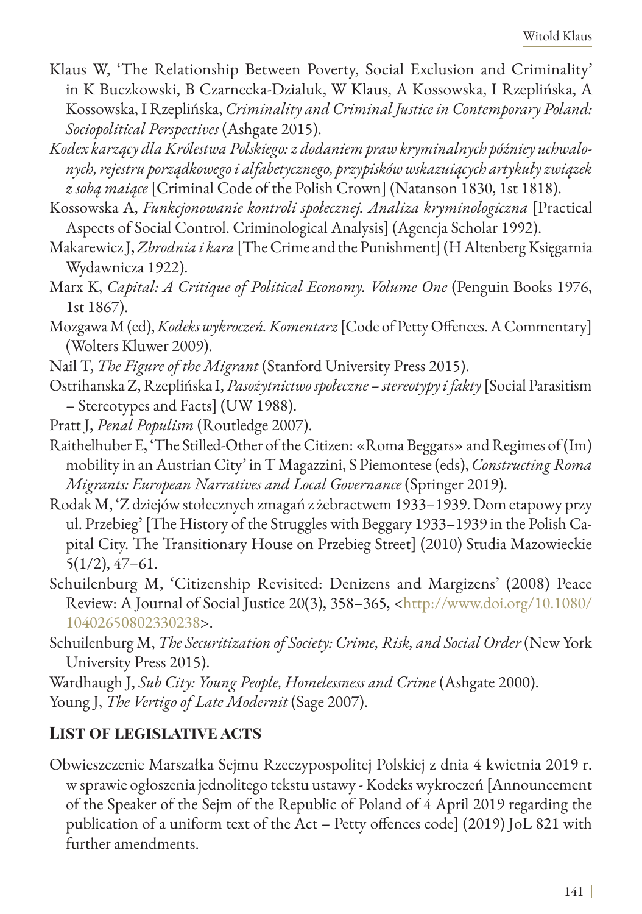Klaus W, 'The Relationship Between Poverty, Social Exclusion and Criminality' in K Buczkowski, B Czarnecka-Dzialuk, W Klaus, A Kossowska, I Rzeplińska, A Kossowska, I Rzeplińska, *Criminality and Criminal Justice in Contemporary Poland: Sociopolitical Perspectives* (Ashgate 2015).

*Kodex karzący dla Królestwa Polskiego: z dodaniem praw kryminalnych późniey uchwalonych, rejestru porządkowego i alfabetycznego, przypisków wskazuiących artykuły związek z sobą maiące* [Criminal Code of the Polish Crown] (Natanson 1830, 1st 1818).

Kossowska A, *Funkcjonowanie kontroli społecznej. Analiza kryminologiczna* [Practical Aspects of Social Control. Criminological Analysis] (Agencja Scholar 1992).

Makarewicz J, *Zbrodnia i kara* [The Crime and the Punishment] (H Altenberg Księgarnia Wydawnicza 1922).

Marx K, *Capital: A Critique of Political Economy. Volume One* (Penguin Books 1976, 1st 1867).

Mozgawa M (ed), *Kodeks wykroczeń. Komentarz* [Code of Petty Offences. A Commentary] (Wolters Kluwer 2009).

Nail T, *The Figure of the Migrant* (Stanford University Press 2015).

Ostrihanska Z, Rzeplińska I, *Pasożytnictwo społeczne – stereotypy i fakty* [Social Parasitism – Stereotypes and Facts] (UW 1988).

Pratt J, *Penal Populism* (Routledge 2007).

Raithelhuber E, 'The Stilled-Other of the Citizen: «Roma Beggars» and Regimes of (Im) mobility in an Austrian City' in T Magazzini, S Piemontese (eds), *Constructing Roma Migrants: European Narratives and Local Governance* (Springer 2019).

Rodak M, 'Z dziejów stołecznych zmagań z żebractwem 1933–1939. Dom etapowy przy ul. Przebieg' [The History of the Struggles with Beggary 1933–1939 in the Polish Capital City. The Transitionary House on Przebieg Street] (2010) Studia Mazowieckie 5(1/2), 47–61.

Schuilenburg M, 'Citizenship Revisited: Denizens and Margizens' (2008) Peace Review: A Journal of Social Justice 20(3), 358–365, <http://www.doi.org/10.1080/10402650802330238>.

Schuilenburg M, *The Securitization of Society: Crime, Risk, and Social Order* (New York University Press 2015).

Wardhaugh J, *Sub City: Young People, Homelessness and Crime* (Ashgate 2000).

Young J, *The Vertigo of Late Modernit* (Sage 2007).

## List of legislative acts

Obwieszczenie Marszałka Sejmu Rzeczypospolitej Polskiej z dnia 4 kwietnia 2019 r. w sprawie ogłoszenia jednolitego tekstu ustawy - Kodeks wykroczeń [Announcement of the Speaker of the Sejm of the Republic of Poland of 4 April 2019 regarding the publication of a uniform text of the Act – Petty offences code] (2019) JoL 821 with further amendments.